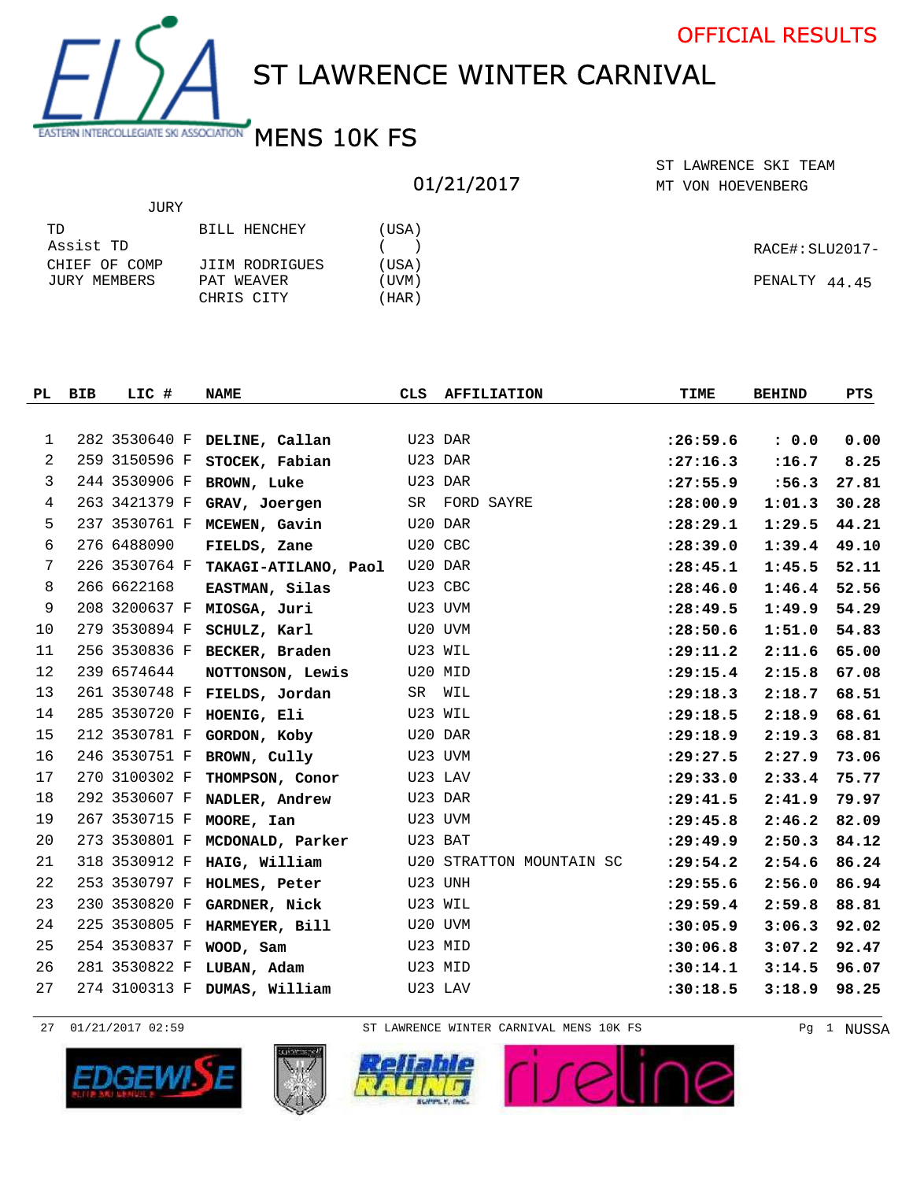OFFICIAL RESULTS

# ST LAWRENCE WINTER CARNIVAL

## MENS 10K FS

01/21/2017

ST LAWRENCE SKI TEAM
MT VON HOEVENBERG

JURY

| | | |
|---|---|---|
| TD | BILL HENCHEY | (USA) |
| Assist TD | | ( ) |
| CHIEF OF COMP | JIIM RODRIGUES | (USA) |
| JURY MEMBERS | PAT WEAVER | (UVM) |
| | CHRIS CITY | (HAR) |

RACE#:SLU2017-

PENALTY 44.45

| PL | BIB | LIC # | NAME | CLS | AFFILIATION | TIME | BEHIND | PTS |
|---|---|---|---|---|---|---|---|---|
| 1 | 282 | 3530640 F | **DELINE, Callan** | U23 | DAR | **:26:59.6** | **: 0.0** | **0.00** |
| 2 | 259 | 3150596 F | **STOCEK, Fabian** | U23 | DAR | **:27:16.3** | **:16.7** | **8.25** |
| 3 | 244 | 3530906 F | **BROWN, Luke** | U23 | DAR | **:27:55.9** | **:56.3** | **27.81** |
| 4 | 263 | 3421379 F | **GRAV, Joergen** | SR | FORD SAYRE | **:28:00.9** | **1:01.3** | **30.28** |
| 5 | 237 | 3530761 F | **MCEWEN, Gavin** | U20 | DAR | **:28:29.1** | **1:29.5** | **44.21** |
| 6 | 276 | 6488090 | **FIELDS, Zane** | U20 | CBC | **:28:39.0** | **1:39.4** | **49.10** |
| 7 | 226 | 3530764 F | **TAKAGI-ATILANO, Paol** | U20 | DAR | **:28:45.1** | **1:45.5** | **52.11** |
| 8 | 266 | 6622168 | **EASTMAN, Silas** | U23 | CBC | **:28:46.0** | **1:46.4** | **52.56** |
| 9 | 208 | 3200637 F | **MIOSGA, Juri** | U23 | UVM | **:28:49.5** | **1:49.9** | **54.29** |
| 10 | 279 | 3530894 F | **SCHULZ, Karl** | U20 | UVM | **:28:50.6** | **1:51.0** | **54.83** |
| 11 | 256 | 3530836 F | **BECKER, Braden** | U23 | WIL | **:29:11.2** | **2:11.6** | **65.00** |
| 12 | 239 | 6574644 | **NOTTONSON, Lewis** | U20 | MID | **:29:15.4** | **2:15.8** | **67.08** |
| 13 | 261 | 3530748 F | **FIELDS, Jordan** | SR | WIL | **:29:18.3** | **2:18.7** | **68.51** |
| 14 | 285 | 3530720 F | **HOENIG, Eli** | U23 | WIL | **:29:18.5** | **2:18.9** | **68.61** |
| 15 | 212 | 3530781 F | **GORDON, Koby** | U20 | DAR | **:29:18.9** | **2:19.3** | **68.81** |
| 16 | 246 | 3530751 F | **BROWN, Cully** | U23 | UVM | **:29:27.5** | **2:27.9** | **73.06** |
| 17 | 270 | 3100302 F | **THOMPSON, Conor** | U23 | LAV | **:29:33.0** | **2:33.4** | **75.77** |
| 18 | 292 | 3530607 F | **NADLER, Andrew** | U23 | DAR | **:29:41.5** | **2:41.9** | **79.97** |
| 19 | 267 | 3530715 F | **MOORE, Ian** | U23 | UVM | **:29:45.8** | **2:46.2** | **82.09** |
| 20 | 273 | 3530801 F | **MCDONALD, Parker** | U23 | BAT | **:29:49.9** | **2:50.3** | **84.12** |
| 21 | 318 | 3530912 F | **HAIG, William** | U20 | STRATTON MOUNTAIN SC | **:29:54.2** | **2:54.6** | **86.24** |
| 22 | 253 | 3530797 F | **HOLMES, Peter** | U23 | UNH | **:29:55.6** | **2:56.0** | **86.94** |
| 23 | 230 | 3530820 F | **GARDNER, Nick** | U23 | WIL | **:29:59.4** | **2:59.8** | **88.81** |
| 24 | 225 | 3530805 F | **HARMEYER, Bill** | U20 | UVM | **:30:05.9** | **3:06.3** | **92.02** |
| 25 | 254 | 3530837 F | **WOOD, Sam** | U23 | MID | **:30:06.8** | **3:07.2** | **92.47** |
| 26 | 281 | 3530822 F | **LUBAN, Adam** | U23 | MID | **:30:14.1** | **3:14.5** | **96.07** |
| 27 | 274 | 3100313 F | **DUMAS, William** | U23 | LAV | **:30:18.5** | **3:18.9** | **98.25** |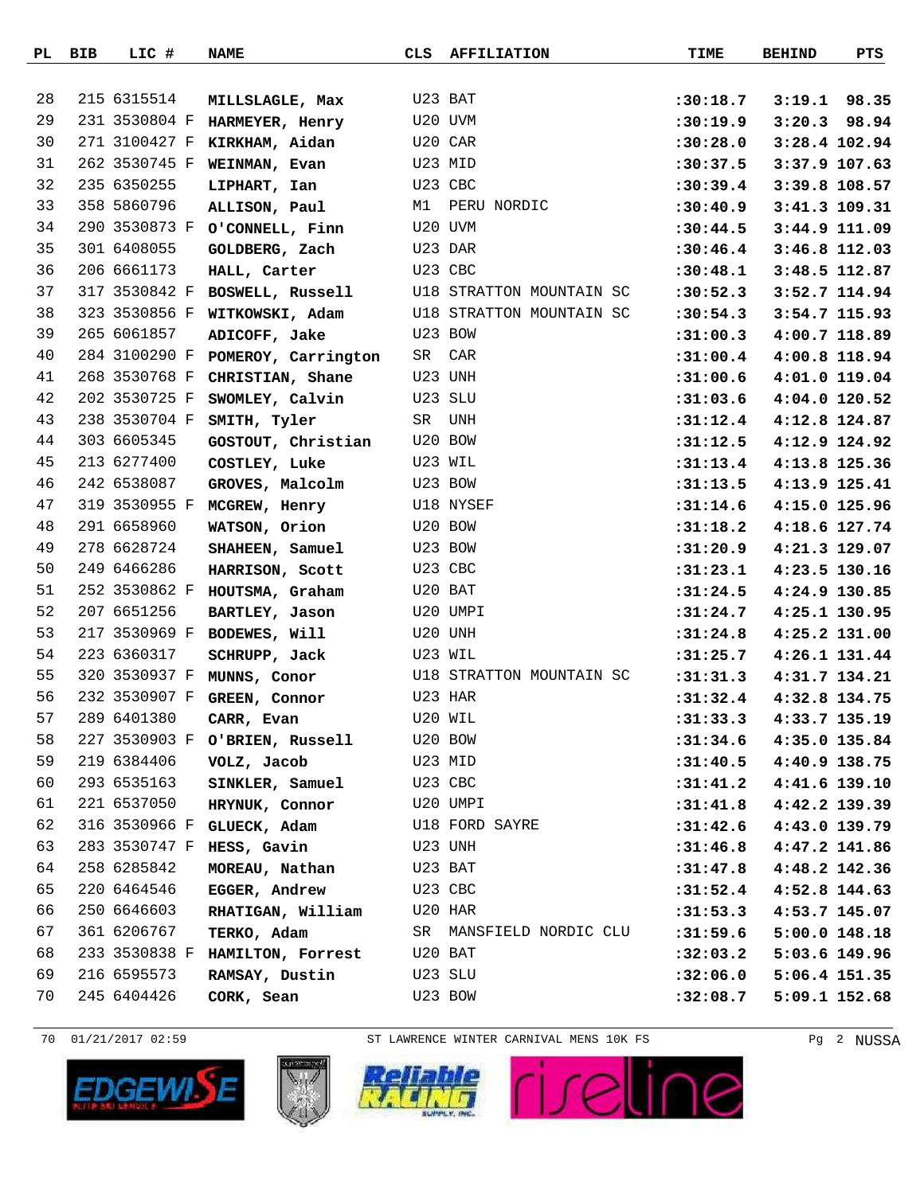| PL | BIB | LIC # | NAME | CLS | AFFILIATION | TIME | BEHIND | PTS |
|---|---|---|---|---|---|---|---|---|
| 28 | 215 | 6315514 | **MILLSLAGLE, Max** | U23 | BAT | **:30:18.7** | **3:19.1** | **98.35** |
| 29 | 231 | 3530804 F | **HARMEYER, Henry** | U20 | UVM | **:30:19.9** | **3:20.3** | **98.94** |
| 30 | 271 | 3100427 F | **KIRKHAM, Aidan** | U20 | CAR | **:30:28.0** | **3:28.4** | **102.94** |
| 31 | 262 | 3530745 F | **WEINMAN, Evan** | U23 | MID | **:30:37.5** | **3:37.9** | **107.63** |
| 32 | 235 | 6350255 | **LIPHART, Ian** | U23 | CBC | **:30:39.4** | **3:39.8** | **108.57** |
| 33 | 358 | 5860796 | **ALLISON, Paul** | M1 | PERU NORDIC | **:30:40.9** | **3:41.3** | **109.31** |
| 34 | 290 | 3530873 F | **O'CONNELL, Finn** | U20 | UVM | **:30:44.5** | **3:44.9** | **111.09** |
| 35 | 301 | 6408055 | **GOLDBERG, Zach** | U23 | DAR | **:30:46.4** | **3:46.8** | **112.03** |
| 36 | 206 | 6661173 | **HALL, Carter** | U23 | CBC | **:30:48.1** | **3:48.5** | **112.87** |
| 37 | 317 | 3530842 F | **BOSWELL, Russell** | U18 | STRATTON MOUNTAIN SC | **:30:52.3** | **3:52.7** | **114.94** |
| 38 | 323 | 3530856 F | **WITKOWSKI, Adam** | U18 | STRATTON MOUNTAIN SC | **:30:54.3** | **3:54.7** | **115.93** |
| 39 | 265 | 6061857 | **ADICOFF, Jake** | U23 | BOW | **:31:00.3** | **4:00.7** | **118.89** |
| 40 | 284 | 3100290 F | **POMEROY, Carrington** | SR | CAR | **:31:00.4** | **4:00.8** | **118.94** |
| 41 | 268 | 3530768 F | **CHRISTIAN, Shane** | U23 | UNH | **:31:00.6** | **4:01.0** | **119.04** |
| 42 | 202 | 3530725 F | **SWOMLEY, Calvin** | U23 | SLU | **:31:03.6** | **4:04.0** | **120.52** |
| 43 | 238 | 3530704 F | **SMITH, Tyler** | SR | UNH | **:31:12.4** | **4:12.8** | **124.87** |
| 44 | 303 | 6605345 | **GOSTOUT, Christian** | U20 | BOW | **:31:12.5** | **4:12.9** | **124.92** |
| 45 | 213 | 6277400 | **COSTLEY, Luke** | U23 | WIL | **:31:13.4** | **4:13.8** | **125.36** |
| 46 | 242 | 6538087 | **GROVES, Malcolm** | U23 | BOW | **:31:13.5** | **4:13.9** | **125.41** |
| 47 | 319 | 3530955 F | **MCGREW, Henry** | U18 | NYSEF | **:31:14.6** | **4:15.0** | **125.96** |
| 48 | 291 | 6658960 | **WATSON, Orion** | U20 | BOW | **:31:18.2** | **4:18.6** | **127.74** |
| 49 | 278 | 6628724 | **SHAHEEN, Samuel** | U23 | BOW | **:31:20.9** | **4:21.3** | **129.07** |
| 50 | 249 | 6466286 | **HARRISON, Scott** | U23 | CBC | **:31:23.1** | **4:23.5** | **130.16** |
| 51 | 252 | 3530862 F | **HOUTSMA, Graham** | U20 | BAT | **:31:24.5** | **4:24.9** | **130.85** |
| 52 | 207 | 6651256 | **BARTLEY, Jason** | U20 | UMPI | **:31:24.7** | **4:25.1** | **130.95** |
| 53 | 217 | 3530969 F | **BODEWES, Will** | U20 | UNH | **:31:24.8** | **4:25.2** | **131.00** |
| 54 | 223 | 6360317 | **SCHRUPP, Jack** | U23 | WIL | **:31:25.7** | **4:26.1** | **131.44** |
| 55 | 320 | 3530937 F | **MUNNS, Conor** | U18 | STRATTON MOUNTAIN SC | **:31:31.3** | **4:31.7** | **134.21** |
| 56 | 232 | 3530907 F | **GREEN, Connor** | U23 | HAR | **:31:32.4** | **4:32.8** | **134.75** |
| 57 | 289 | 6401380 | **CARR, Evan** | U20 | WIL | **:31:33.3** | **4:33.7** | **135.19** |
| 58 | 227 | 3530903 F | **O'BRIEN, Russell** | U20 | BOW | **:31:34.6** | **4:35.0** | **135.84** |
| 59 | 219 | 6384406 | **VOLZ, Jacob** | U23 | MID | **:31:40.5** | **4:40.9** | **138.75** |
| 60 | 293 | 6535163 | **SINKLER, Samuel** | U23 | CBC | **:31:41.2** | **4:41.6** | **139.10** |
| 61 | 221 | 6537050 | **HRYNUK, Connor** | U20 | UMPI | **:31:41.8** | **4:42.2** | **139.39** |
| 62 | 316 | 3530966 F | **GLUECK, Adam** | U18 | FORD SAYRE | **:31:42.6** | **4:43.0** | **139.79** |
| 63 | 283 | 3530747 F | **HESS, Gavin** | U23 | UNH | **:31:46.8** | **4:47.2** | **141.86** |
| 64 | 258 | 6285842 | **MOREAU, Nathan** | U23 | BAT | **:31:47.8** | **4:48.2** | **142.36** |
| 65 | 220 | 6464546 | **EGGER, Andrew** | U23 | CBC | **:31:52.4** | **4:52.8** | **144.63** |
| 66 | 250 | 6646603 | **RHATIGAN, William** | U20 | HAR | **:31:53.3** | **4:53.7** | **145.07** |
| 67 | 361 | 6206767 | **TERKO, Adam** | SR | MANSFIELD NORDIC CLU | **:31:59.6** | **5:00.0** | **148.18** |
| 68 | 233 | 3530838 F | **HAMILTON, Forrest** | U20 | BAT | **:32:03.2** | **5:03.6** | **149.96** |
| 69 | 216 | 6595573 | **RAMSAY, Dustin** | U23 | SLU | **:32:06.0** | **5:06.4** | **151.35** |
| 70 | 245 | 6404426 | **CORK, Sean** | U23 | BOW | **:32:08.7** | **5:09.1** | **152.68** |

70 01/21/2017 02:59 ST LAWRENCE WINTER CARNIVAL MENS 10K FS NUSSA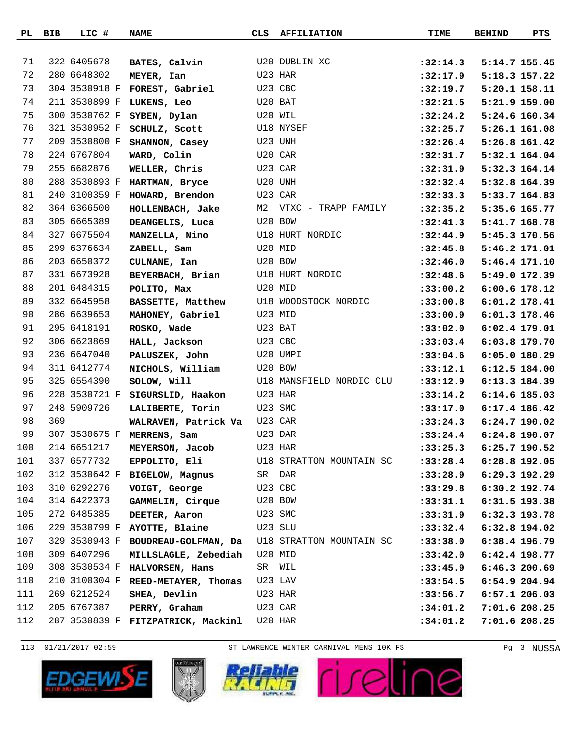| PL | BIB | LIC # | NAME | CLS | AFFILIATION | TIME | BEHIND | PTS |
|---|---|---|---|---|---|---|---|---|
| 71 | 322 | 6405678 | **BATES, Calvin** | U20 | DUBLIN XC | **:32:14.3** | **5:14.7** | **155.45** |
| 72 | 280 | 6648302 | **MEYER, Ian** | U23 | HAR | **:32:17.9** | **5:18.3** | **157.22** |
| 73 | 304 | 3530918 F | **FOREST, Gabriel** | U23 | CBC | **:32:19.7** | **5:20.1** | **158.11** |
| 74 | 211 | 3530899 F | **LUKENS, Leo** | U20 | BAT | **:32:21.5** | **5:21.9** | **159.00** |
| 75 | 300 | 3530762 F | **SYBEN, Dylan** | U20 | WIL | **:32:24.2** | **5:24.6** | **160.34** |
| 76 | 321 | 3530952 F | **SCHULZ, Scott** | U18 | NYSEF | **:32:25.7** | **5:26.1** | **161.08** |
| 77 | 209 | 3530800 F | **SHANNON, Casey** | U23 | UNH | **:32:26.4** | **5:26.8** | **161.42** |
| 78 | 224 | 6767804 | **WARD, Colin** | U20 | CAR | **:32:31.7** | **5:32.1** | **164.04** |
| 79 | 255 | 6682876 | **WELLER, Chris** | U23 | CAR | **:32:31.9** | **5:32.3** | **164.14** |
| 80 | 288 | 3530893 F | **HARTMAN, Bryce** | U20 | UNH | **:32:32.4** | **5:32.8** | **164.39** |
| 81 | 240 | 3100359 F | **HOWARD, Brendon** | U23 | CAR | **:32:33.3** | **5:33.7** | **164.83** |
| 82 | 364 | 6366500 | **HOLLENBACH, Jake** | M2 | VTXC - TRAPP FAMILY | **:32:35.2** | **5:35.6** | **165.77** |
| 83 | 305 | 6665389 | **DEANGELIS, Luca** | U20 | BOW | **:32:41.3** | **5:41.7** | **168.78** |
| 84 | 327 | 6675504 | **MANZELLA, Nino** | U18 | HURT NORDIC | **:32:44.9** | **5:45.3** | **170.56** |
| 85 | 299 | 6376634 | **ZABELL, Sam** | U20 | MID | **:32:45.8** | **5:46.2** | **171.01** |
| 86 | 203 | 6650372 | **CULNANE, Ian** | U20 | BOW | **:32:46.0** | **5:46.4** | **171.10** |
| 87 | 331 | 6673928 | **BEYERBACH, Brian** | U18 | HURT NORDIC | **:32:48.6** | **5:49.0** | **172.39** |
| 88 | 201 | 6484315 | **POLITO, Max** | U20 | MID | **:33:00.2** | **6:00.6** | **178.12** |
| 89 | 332 | 6645958 | **BASSETTE, Matthew** | U18 | WOODSTOCK NORDIC | **:33:00.8** | **6:01.2** | **178.41** |
| 90 | 286 | 6639653 | **MAHONEY, Gabriel** | U23 | MID | **:33:00.9** | **6:01.3** | **178.46** |
| 91 | 295 | 6418191 | **ROSKO, Wade** | U23 | BAT | **:33:02.0** | **6:02.4** | **179.01** |
| 92 | 306 | 6623869 | **HALL, Jackson** | U23 | CBC | **:33:03.4** | **6:03.8** | **179.70** |
| 93 | 236 | 6647040 | **PALUSZEK, John** | U20 | UMPI | **:33:04.6** | **6:05.0** | **180.29** |
| 94 | 311 | 6412774 | **NICHOLS, William** | U20 | BOW | **:33:12.1** | **6:12.5** | **184.00** |
| 95 | 325 | 6554390 | **SOLOW, Will** | U18 | MANSFIELD NORDIC CLU | **:33:12.9** | **6:13.3** | **184.39** |
| 96 | 228 | 3530721 F | **SIGURSLID, Haakon** | U23 | HAR | **:33:14.2** | **6:14.6** | **185.03** |
| 97 | 248 | 5909726 | **LALIBERTE, Torin** | U23 | SMC | **:33:17.0** | **6:17.4** | **186.42** |
| 98 | 369 | | **WALRAVEN, Patrick Va** | U23 | CAR | **:33:24.3** | **6:24.7** | **190.02** |
| 99 | 307 | 3530675 F | **MERRENS, Sam** | U23 | DAR | **:33:24.4** | **6:24.8** | **190.07** |
| 100 | 214 | 6651217 | **MEYERSON, Jacob** | U23 | HAR | **:33:25.3** | **6:25.7** | **190.52** |
| 101 | 337 | 6577732 | **EPPOLITO, Eli** | U18 | STRATTON MOUNTAIN SC | **:33:28.4** | **6:28.8** | **192.05** |
| 102 | 312 | 3530642 F | **BIGELOW, Magnus** | SR | DAR | **:33:28.9** | **6:29.3** | **192.29** |
| 103 | 310 | 6292276 | **VOIGT, George** | U23 | CBC | **:33:29.8** | **6:30.2** | **192.74** |
| 104 | 314 | 6422373 | **GAMMELIN, Cirque** | U20 | BOW | **:33:31.1** | **6:31.5** | **193.38** |
| 105 | 272 | 6485385 | **DEETER, Aaron** | U23 | SMC | **:33:31.9** | **6:32.3** | **193.78** |
| 106 | 229 | 3530799 F | **AYOTTE, Blaine** | U23 | SLU | **:33:32.4** | **6:32.8** | **194.02** |
| 107 | 329 | 3530943 F | **BOUDREAU-GOLFMAN, Da** | U18 | STRATTON MOUNTAIN SC | **:33:38.0** | **6:38.4** | **196.79** |
| 108 | 309 | 6407296 | **MILLSLAGLE, Zebediah** | U20 | MID | **:33:42.0** | **6:42.4** | **198.77** |
| 109 | 308 | 3530534 F | **HALVORSEN, Hans** | SR | WIL | **:33:45.9** | **6:46.3** | **200.69** |
| 110 | 210 | 3100304 F | **REED-METAYER, Thomas** | U23 | LAV | **:33:54.5** | **6:54.9** | **204.94** |
| 111 | 269 | 6212524 | **SHEA, Devlin** | U23 | HAR | **:33:56.7** | **6:57.1** | **206.03** |
| 112 | 205 | 6767387 | **PERRY, Graham** | U23 | CAR | **:34:01.2** | **7:01.6** | **208.25** |
| 112 | 287 | 3530839 F | **FITZPATRICK, Mackinl** | U20 | HAR | **:34:01.2** | **7:01.6** | **208.25** |

113 01/21/2017 02:59 ST LAWRENCE WINTER CARNIVAL MENS 10K FS NUSSA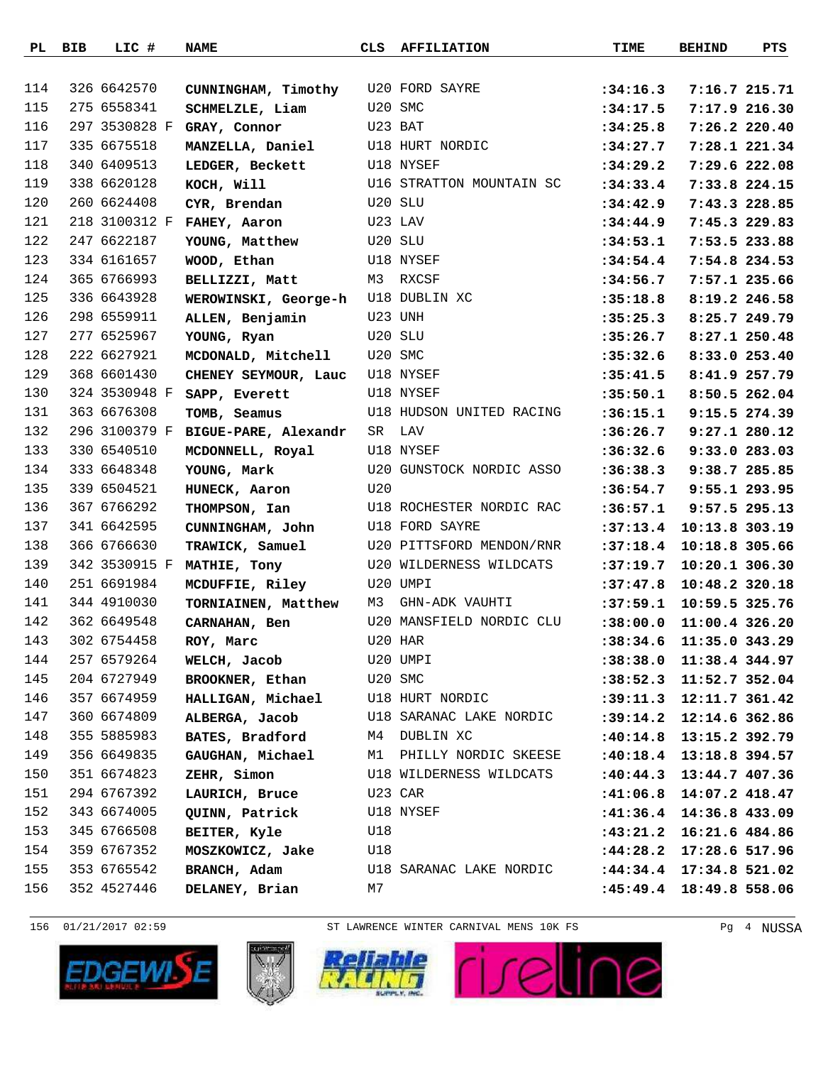| PL | BIB | LIC # | NAME | CLS | AFFILIATION | TIME | BEHIND | PTS |
|---|---|---|---|---|---|---|---|---|
| 114 | 326 | 6642570 | **CUNNINGHAM, Timothy** | U20 | FORD SAYRE | **:34:16.3** | **7:16.7** | **215.71** |
| 115 | 275 | 6558341 | **SCHMELZLE, Liam** | U20 | SMC | **:34:17.5** | **7:17.9** | **216.30** |
| 116 | 297 | 3530828 F | **GRAY, Connor** | U23 | BAT | **:34:25.8** | **7:26.2** | **220.40** |
| 117 | 335 | 6675518 | **MANZELLA, Daniel** | U18 | HURT NORDIC | **:34:27.7** | **7:28.1** | **221.34** |
| 118 | 340 | 6409513 | **LEDGER, Beckett** | U18 | NYSEF | **:34:29.2** | **7:29.6** | **222.08** |
| 119 | 338 | 6620128 | **KOCH, Will** | U16 | STRATTON MOUNTAIN SC | **:34:33.4** | **7:33.8** | **224.15** |
| 120 | 260 | 6624408 | **CYR, Brendan** | U20 | SLU | **:34:42.9** | **7:43.3** | **228.85** |
| 121 | 218 | 3100312 F | **FAHEY, Aaron** | U23 | LAV | **:34:44.9** | **7:45.3** | **229.83** |
| 122 | 247 | 6622187 | **YOUNG, Matthew** | U20 | SLU | **:34:53.1** | **7:53.5** | **233.88** |
| 123 | 334 | 6161657 | **WOOD, Ethan** | U18 | NYSEF | **:34:54.4** | **7:54.8** | **234.53** |
| 124 | 365 | 6766993 | **BELLIZZI, Matt** | M3 | RXCSF | **:34:56.7** | **7:57.1** | **235.66** |
| 125 | 336 | 6643928 | **WEROWINSKI, George-h** | U18 | DUBLIN XC | **:35:18.8** | **8:19.2** | **246.58** |
| 126 | 298 | 6559911 | **ALLEN, Benjamin** | U23 | UNH | **:35:25.3** | **8:25.7** | **249.79** |
| 127 | 277 | 6525967 | **YOUNG, Ryan** | U20 | SLU | **:35:26.7** | **8:27.1** | **250.48** |
| 128 | 222 | 6627921 | **MCDONALD, Mitchell** | U20 | SMC | **:35:32.6** | **8:33.0** | **253.40** |
| 129 | 368 | 6601430 | **CHENEY SEYMOUR, Lauc** | U18 | NYSEF | **:35:41.5** | **8:41.9** | **257.79** |
| 130 | 324 | 3530948 F | **SAPP, Everett** | U18 | NYSEF | **:35:50.1** | **8:50.5** | **262.04** |
| 131 | 363 | 6676308 | **TOMB, Seamus** | U18 | HUDSON UNITED RACING | **:36:15.1** | **9:15.5** | **274.39** |
| 132 | 296 | 3100379 F | **BIGUE-PARE, Alexandr** | SR | LAV | **:36:26.7** | **9:27.1** | **280.12** |
| 133 | 330 | 6540510 | **MCDONNELL, Royal** | U18 | NYSEF | **:36:32.6** | **9:33.0** | **283.03** |
| 134 | 333 | 6648348 | **YOUNG, Mark** | U20 | GUNSTOCK NORDIC ASSO | **:36:38.3** | **9:38.7** | **285.85** |
| 135 | 339 | 6504521 | **HUNECK, Aaron** | U20 | | **:36:54.7** | **9:55.1** | **293.95** |
| 136 | 367 | 6766292 | **THOMPSON, Ian** | U18 | ROCHESTER NORDIC RAC | **:36:57.1** | **9:57.5** | **295.13** |
| 137 | 341 | 6642595 | **CUNNINGHAM, John** | U18 | FORD SAYRE | **:37:13.4** | **10:13.8** | **303.19** |
| 138 | 366 | 6766630 | **TRAWICK, Samuel** | U20 | PITTSFORD MENDON/RNR | **:37:18.4** | **10:18.8** | **305.66** |
| 139 | 342 | 3530915 F | **MATHIE, Tony** | U20 | WILDERNESS WILDCATS | **:37:19.7** | **10:20.1** | **306.30** |
| 140 | 251 | 6691984 | **MCDUFFIE, Riley** | U20 | UMPI | **:37:47.8** | **10:48.2** | **320.18** |
| 141 | 344 | 4910030 | **TORNIAINEN, Matthew** | M3 | GHN-ADK VAUHTI | **:37:59.1** | **10:59.5** | **325.76** |
| 142 | 362 | 6649548 | **CARNAHAN, Ben** | U20 | MANSFIELD NORDIC CLU | **:38:00.0** | **11:00.4** | **326.20** |
| 143 | 302 | 6754458 | **ROY, Marc** | U20 | HAR | **:38:34.6** | **11:35.0** | **343.29** |
| 144 | 257 | 6579264 | **WELCH, Jacob** | U20 | UMPI | **:38:38.0** | **11:38.4** | **344.97** |
| 145 | 204 | 6727949 | **BROOKNER, Ethan** | U20 | SMC | **:38:52.3** | **11:52.7** | **352.04** |
| 146 | 357 | 6674959 | **HALLIGAN, Michael** | U18 | HURT NORDIC | **:39:11.3** | **12:11.7** | **361.42** |
| 147 | 360 | 6674809 | **ALBERGA, Jacob** | U18 | SARANAC LAKE NORDIC | **:39:14.2** | **12:14.6** | **362.86** |
| 148 | 355 | 5885983 | **BATES, Bradford** | M4 | DUBLIN XC | **:40:14.8** | **13:15.2** | **392.79** |
| 149 | 356 | 6649835 | **GAUGHAN, Michael** | M1 | PHILLY NORDIC SKEESE | **:40:18.4** | **13:18.8** | **394.57** |
| 150 | 351 | 6674823 | **ZEHR, Simon** | U18 | WILDERNESS WILDCATS | **:40:44.3** | **13:44.7** | **407.36** |
| 151 | 294 | 6767392 | **LAURICH, Bruce** | U23 | CAR | **:41:06.8** | **14:07.2** | **418.47** |
| 152 | 343 | 6674005 | **QUINN, Patrick** | U18 | NYSEF | **:41:36.4** | **14:36.8** | **433.09** |
| 153 | 345 | 6766508 | **BEITER, Kyle** | U18 | | **:43:21.2** | **16:21.6** | **484.86** |
| 154 | 359 | 6767352 | **MOSZKOWICZ, Jake** | U18 | | **:44:28.2** | **17:28.6** | **517.96** |
| 155 | 353 | 6765542 | **BRANCH, Adam** | U18 | SARANAC LAKE NORDIC | **:44:34.4** | **17:34.8** | **521.02** |
| 156 | 352 | 4527446 | **DELANEY, Brian** | M7 | | **:45:49.4** | **18:49.8** | **558.06** |

156 01/21/2017 02:59 ST LAWRENCE WINTER CARNIVAL MENS 10K FS NUSSA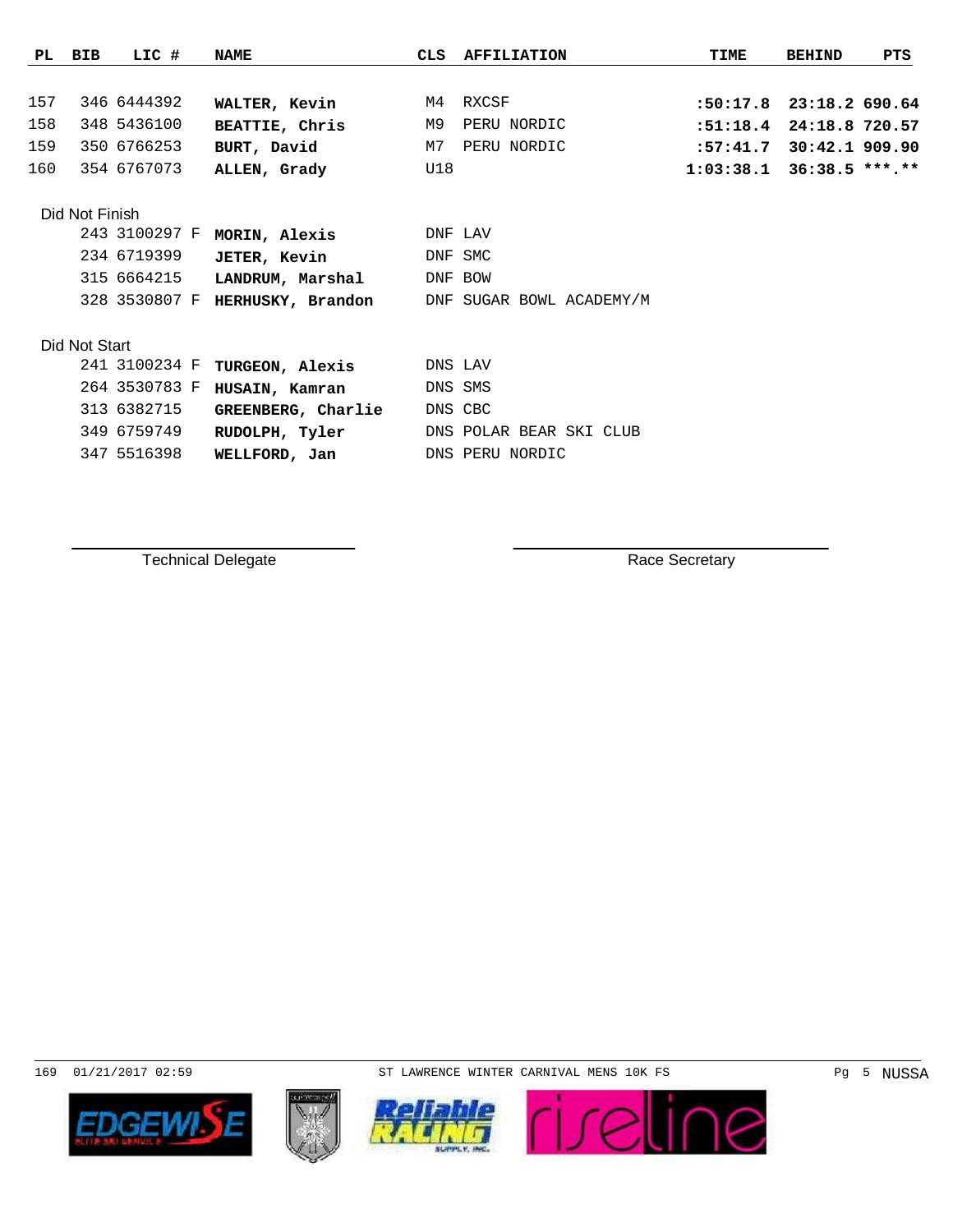| PL | BIB | LIC # | NAME | CLS | AFFILIATION | TIME | BEHIND | PTS |
|---|---|---|---|---|---|---|---|---|
| 157 | 346 | 6444392 | **WALTER, Kevin** | M4 | RXCSF | **:50:17.8** | **23:18.2** | **690.64** |
| 158 | 348 | 5436100 | **BEATTIE, Chris** | M9 | PERU NORDIC | **:51:18.4** | **24:18.8** | **720.57** |
| 159 | 350 | 6766253 | **BURT, David** | M7 | PERU NORDIC | **:57:41.7** | **30:42.1** | **909.90** |
| 160 | 354 | 6767073 | **ALLEN, Grady** | U18 | | **1:03:38.1** | **36:38.5** | **\*\*\*.\*\*** |

Did Not Finish

| BIB | LIC # | NAME | CLS | AFFILIATION |
|---|---|---|---|---|
| 243 | 3100297 F | **MORIN, Alexis** | DNF | LAV |
| 234 | 6719399 | **JETER, Kevin** | DNF | SMC |
| 315 | 6664215 | **LANDRUM, Marshal** | DNF | BOW |
| 328 | 3530807 F | **HERHUSKY, Brandon** | DNF | SUGAR BOWL ACADEMY/M |

Did Not Start

| BIB | LIC # | NAME | CLS | AFFILIATION |
|---|---|---|---|---|
| 241 | 3100234 F | **TURGEON, Alexis** | DNS | LAV |
| 264 | 3530783 F | **HUSAIN, Kamran** | DNS | SMS |
| 313 | 6382715 | **GREENBERG, Charlie** | DNS | CBC |
| 349 | 6759749 | **RUDOLPH, Tyler** | DNS | POLAR BEAR SKI CLUB |
| 347 | 5516398 | **WELLFORD, Jan** | DNS | PERU NORDIC |

Technical Delegate

Race Secretary